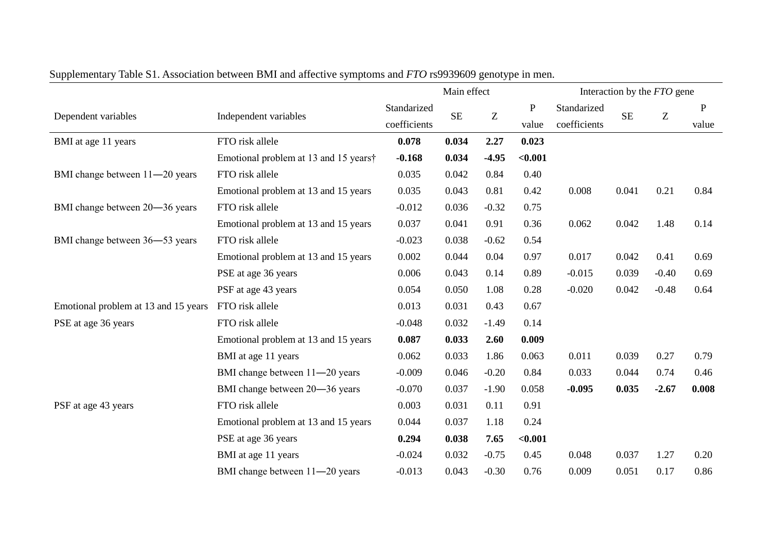Supplementary Table S1. Association between BMI and affective symptoms and *FTO* rs9939609 genotype in men.

| Dependent variables | Independent variables | Main effect | | | | Interaction by the *FTO* gene | | | |
|---|---|---|---|---|---|---|---|---|---|
| | | Standarized coefficients | SE | Z | P value | Standarized coefficients | SE | Z | P value |
| BMI at age 11 years | FTO risk allele | **0.078** | **0.034** | **2.27** | **0.023** | | | | |
| | Emotional problem at 13 and 15 years† | **-0.168** | **0.034** | **-4.95** | **<0.001** | | | | |
| BMI change between 11—20 years | FTO risk allele | 0.035 | 0.042 | 0.84 | 0.40 | | | | |
| | Emotional problem at 13 and 15 years | 0.035 | 0.043 | 0.81 | 0.42 | 0.008 | 0.041 | 0.21 | 0.84 |
| BMI change between 20—36 years | FTO risk allele | -0.012 | 0.036 | -0.32 | 0.75 | | | | |
| | Emotional problem at 13 and 15 years | 0.037 | 0.041 | 0.91 | 0.36 | 0.062 | 0.042 | 1.48 | 0.14 |
| BMI change between 36—53 years | FTO risk allele | -0.023 | 0.038 | -0.62 | 0.54 | | | | |
| | Emotional problem at 13 and 15 years | 0.002 | 0.044 | 0.04 | 0.97 | 0.017 | 0.042 | 0.41 | 0.69 |
| | PSE at age 36 years | 0.006 | 0.043 | 0.14 | 0.89 | -0.015 | 0.039 | -0.40 | 0.69 |
| | PSF at age 43 years | 0.054 | 0.050 | 1.08 | 0.28 | -0.020 | 0.042 | -0.48 | 0.64 |
| Emotional problem at 13 and 15 years | FTO risk allele | 0.013 | 0.031 | 0.43 | 0.67 | | | | |
| PSE at age 36 years | FTO risk allele | -0.048 | 0.032 | -1.49 | 0.14 | | | | |
| | Emotional problem at 13 and 15 years | **0.087** | **0.033** | **2.60** | **0.009** | | | | |
| | BMI at age 11 years | 0.062 | 0.033 | 1.86 | 0.063 | 0.011 | 0.039 | 0.27 | 0.79 |
| | BMI change between 11—20 years | -0.009 | 0.046 | -0.20 | 0.84 | 0.033 | 0.044 | 0.74 | 0.46 |
| | BMI change between 20—36 years | -0.070 | 0.037 | -1.90 | 0.058 | **-0.095** | **0.035** | **-2.67** | **0.008** |
| PSF at age 43 years | FTO risk allele | 0.003 | 0.031 | 0.11 | 0.91 | | | | |
| | Emotional problem at 13 and 15 years | 0.044 | 0.037 | 1.18 | 0.24 | | | | |
| | PSE at age 36 years | **0.294** | **0.038** | **7.65** | **<0.001** | | | | |
| | BMI at age 11 years | -0.024 | 0.032 | -0.75 | 0.45 | 0.048 | 0.037 | 1.27 | 0.20 |
| | BMI change between 11—20 years | -0.013 | 0.043 | -0.30 | 0.76 | 0.009 | 0.051 | 0.17 | 0.86 |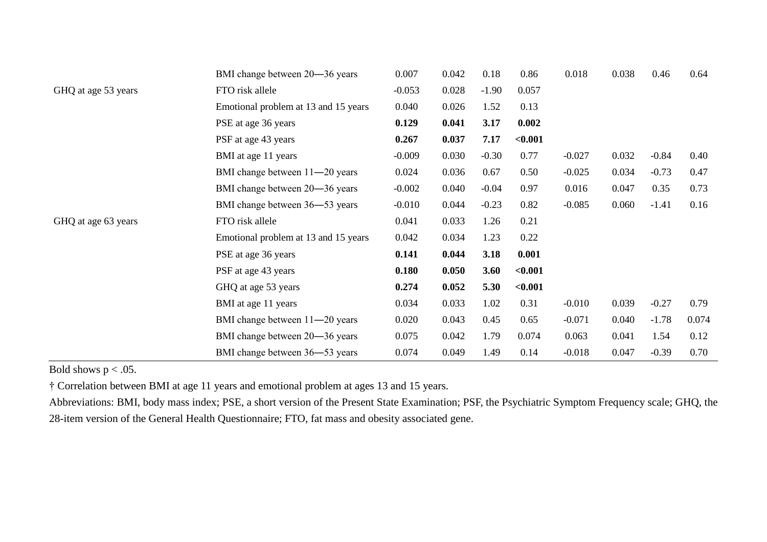| | | | | | | | | | |
|---|---|---|---|---|---|---|---|---|---|
| | BMI change between 20—36 years | 0.007 | 0.042 | 0.18 | 0.86 | 0.018 | 0.038 | 0.46 | 0.64 |
| GHQ at age 53 years | FTO risk allele | -0.053 | 0.028 | -1.90 | 0.057 | | | | |
| | Emotional problem at 13 and 15 years | 0.040 | 0.026 | 1.52 | 0.13 | | | | |
| | PSE at age 36 years | **0.129** | **0.041** | **3.17** | **0.002** | | | | |
| | PSF at age 43 years | **0.267** | **0.037** | **7.17** | **<0.001** | | | | |
| | BMI at age 11 years | -0.009 | 0.030 | -0.30 | 0.77 | -0.027 | 0.032 | -0.84 | 0.40 |
| | BMI change between 11—20 years | 0.024 | 0.036 | 0.67 | 0.50 | -0.025 | 0.034 | -0.73 | 0.47 |
| | BMI change between 20—36 years | -0.002 | 0.040 | -0.04 | 0.97 | 0.016 | 0.047 | 0.35 | 0.73 |
| | BMI change between 36—53 years | -0.010 | 0.044 | -0.23 | 0.82 | -0.085 | 0.060 | -1.41 | 0.16 |
| GHQ at age 63 years | FTO risk allele | 0.041 | 0.033 | 1.26 | 0.21 | | | | |
| | Emotional problem at 13 and 15 years | 0.042 | 0.034 | 1.23 | 0.22 | | | | |
| | PSE at age 36 years | **0.141** | **0.044** | **3.18** | **0.001** | | | | |
| | PSF at age 43 years | **0.180** | **0.050** | **3.60** | **<0.001** | | | | |
| | GHQ at age 53 years | **0.274** | **0.052** | **5.30** | **<0.001** | | | | |
| | BMI at age 11 years | 0.034 | 0.033 | 1.02 | 0.31 | -0.010 | 0.039 | -0.27 | 0.79 |
| | BMI change between 11—20 years | 0.020 | 0.043 | 0.45 | 0.65 | -0.071 | 0.040 | -1.78 | 0.074 |
| | BMI change between 20—36 years | 0.075 | 0.042 | 1.79 | 0.074 | 0.063 | 0.041 | 1.54 | 0.12 |
| | BMI change between 36—53 years | 0.074 | 0.049 | 1.49 | 0.14 | -0.018 | 0.047 | -0.39 | 0.70 |

Bold shows $p < .05$.

† Correlation between BMI at age 11 years and emotional problem at ages 13 and 15 years.

Abbreviations: BMI, body mass index; PSE, a short version of the Present State Examination; PSF, the Psychiatric Symptom Frequency scale; GHQ, the 28-item version of the General Health Questionnaire; FTO, fat mass and obesity associated gene.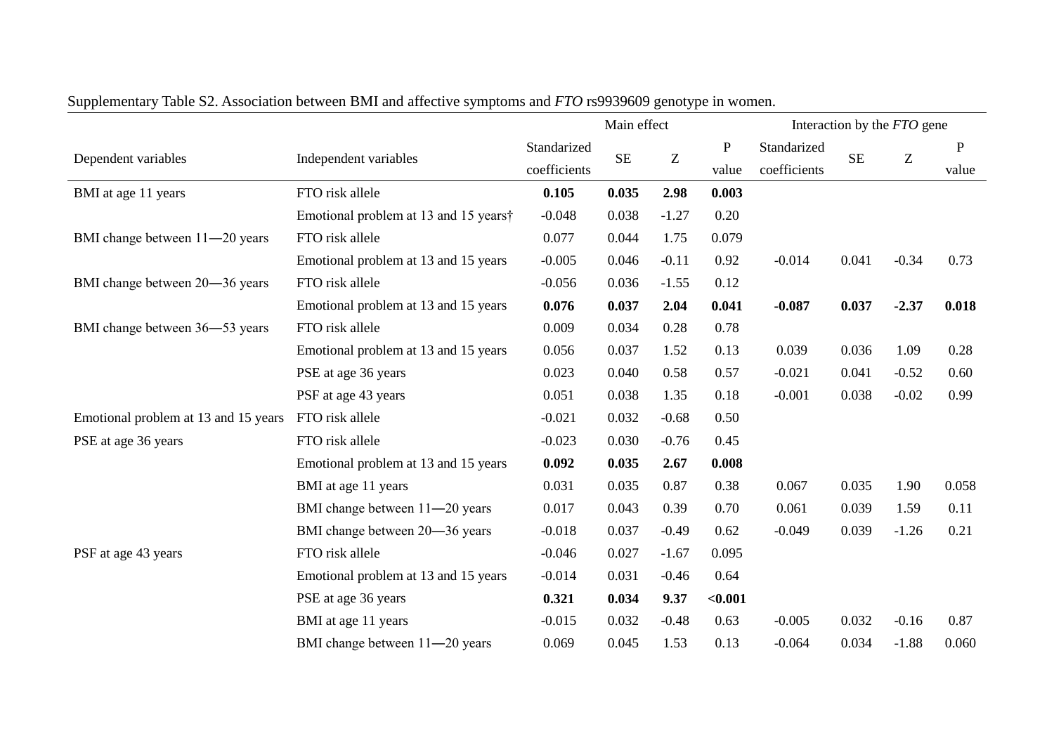Supplementary Table S2. Association between BMI and affective symptoms and *FTO* rs9939609 genotype in women.

| Dependent variables | Independent variables | Main effect | | | | Interaction by the *FTO* gene | | | |
|---|---|---|---|---|---|---|---|---|---|
| | | Standarized coefficients | SE | Z | P value | Standarized coefficients | SE | Z | P value |
| BMI at age 11 years | FTO risk allele | **0.105** | **0.035** | **2.98** | **0.003** | | | | |
| | Emotional problem at 13 and 15 years† | -0.048 | 0.038 | -1.27 | 0.20 | | | | |
| BMI change between 11—20 years | FTO risk allele | 0.077 | 0.044 | 1.75 | 0.079 | | | | |
| | Emotional problem at 13 and 15 years | -0.005 | 0.046 | -0.11 | 0.92 | -0.014 | 0.041 | -0.34 | 0.73 |
| BMI change between 20—36 years | FTO risk allele | -0.056 | 0.036 | -1.55 | 0.12 | | | | |
| | Emotional problem at 13 and 15 years | **0.076** | **0.037** | **2.04** | **0.041** | **-0.087** | **0.037** | **-2.37** | **0.018** |
| BMI change between 36—53 years | FTO risk allele | 0.009 | 0.034 | 0.28 | 0.78 | | | | |
| | Emotional problem at 13 and 15 years | 0.056 | 0.037 | 1.52 | 0.13 | 0.039 | 0.036 | 1.09 | 0.28 |
| | PSE at age 36 years | 0.023 | 0.040 | 0.58 | 0.57 | -0.021 | 0.041 | -0.52 | 0.60 |
| | PSF at age 43 years | 0.051 | 0.038 | 1.35 | 0.18 | -0.001 | 0.038 | -0.02 | 0.99 |
| Emotional problem at 13 and 15 years | FTO risk allele | -0.021 | 0.032 | -0.68 | 0.50 | | | | |
| PSE at age 36 years | FTO risk allele | -0.023 | 0.030 | -0.76 | 0.45 | | | | |
| | Emotional problem at 13 and 15 years | **0.092** | **0.035** | **2.67** | **0.008** | | | | |
| | BMI at age 11 years | 0.031 | 0.035 | 0.87 | 0.38 | 0.067 | 0.035 | 1.90 | 0.058 |
| | BMI change between 11—20 years | 0.017 | 0.043 | 0.39 | 0.70 | 0.061 | 0.039 | 1.59 | 0.11 |
| | BMI change between 20—36 years | -0.018 | 0.037 | -0.49 | 0.62 | -0.049 | 0.039 | -1.26 | 0.21 |
| PSF at age 43 years | FTO risk allele | -0.046 | 0.027 | -1.67 | 0.095 | | | | |
| | Emotional problem at 13 and 15 years | -0.014 | 0.031 | -0.46 | 0.64 | | | | |
| | PSE at age 36 years | **0.321** | **0.034** | **9.37** | **<0.001** | | | | |
| | BMI at age 11 years | -0.015 | 0.032 | -0.48 | 0.63 | -0.005 | 0.032 | -0.16 | 0.87 |
| | BMI change between 11—20 years | 0.069 | 0.045 | 1.53 | 0.13 | -0.064 | 0.034 | -1.88 | 0.060 |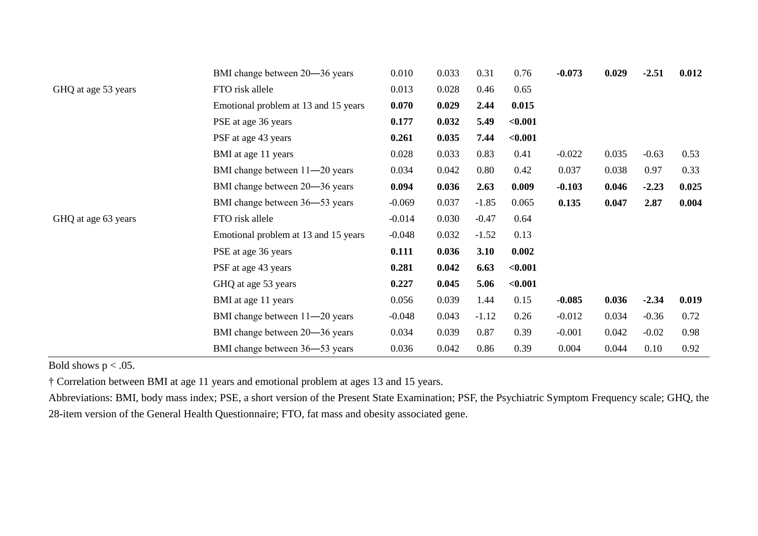| | | | | | | | | | |
|---|---|---|---|---|---|---|---|---|---|
| | BMI change between 20—36 years | 0.010 | 0.033 | 0.31 | 0.76 | **-0.073** | **0.029** | **-2.51** | **0.012** |
| GHQ at age 53 years | FTO risk allele | 0.013 | 0.028 | 0.46 | 0.65 | | | | |
| | Emotional problem at 13 and 15 years | **0.070** | **0.029** | **2.44** | **0.015** | | | | |
| | PSE at age 36 years | **0.177** | **0.032** | **5.49** | **<0.001** | | | | |
| | PSF at age 43 years | **0.261** | **0.035** | **7.44** | **<0.001** | | | | |
| | BMI at age 11 years | 0.028 | 0.033 | 0.83 | 0.41 | -0.022 | 0.035 | -0.63 | 0.53 |
| | BMI change between 11—20 years | 0.034 | 0.042 | 0.80 | 0.42 | 0.037 | 0.038 | 0.97 | 0.33 |
| | BMI change between 20—36 years | **0.094** | **0.036** | **2.63** | **0.009** | **-0.103** | **0.046** | **-2.23** | **0.025** |
| | BMI change between 36—53 years | -0.069 | 0.037 | -1.85 | 0.065 | **0.135** | **0.047** | **2.87** | **0.004** |
| GHQ at age 63 years | FTO risk allele | -0.014 | 0.030 | -0.47 | 0.64 | | | | |
| | Emotional problem at 13 and 15 years | -0.048 | 0.032 | -1.52 | 0.13 | | | | |
| | PSE at age 36 years | **0.111** | **0.036** | **3.10** | **0.002** | | | | |
| | PSF at age 43 years | **0.281** | **0.042** | **6.63** | **<0.001** | | | | |
| | GHQ at age 53 years | **0.227** | **0.045** | **5.06** | **<0.001** | | | | |
| | BMI at age 11 years | 0.056 | 0.039 | 1.44 | 0.15 | **-0.085** | **0.036** | **-2.34** | **0.019** |
| | BMI change between 11—20 years | -0.048 | 0.043 | -1.12 | 0.26 | -0.012 | 0.034 | -0.36 | 0.72 |
| | BMI change between 20—36 years | 0.034 | 0.039 | 0.87 | 0.39 | -0.001 | 0.042 | -0.02 | 0.98 |
| | BMI change between 36—53 years | 0.036 | 0.042 | 0.86 | 0.39 | 0.004 | 0.044 | 0.10 | 0.92 |

Bold shows $p < .05$.

† Correlation between BMI at age 11 years and emotional problem at ages 13 and 15 years.

Abbreviations: BMI, body mass index; PSE, a short version of the Present State Examination; PSF, the Psychiatric Symptom Frequency scale; GHQ, the 28-item version of the General Health Questionnaire; FTO, fat mass and obesity associated gene.